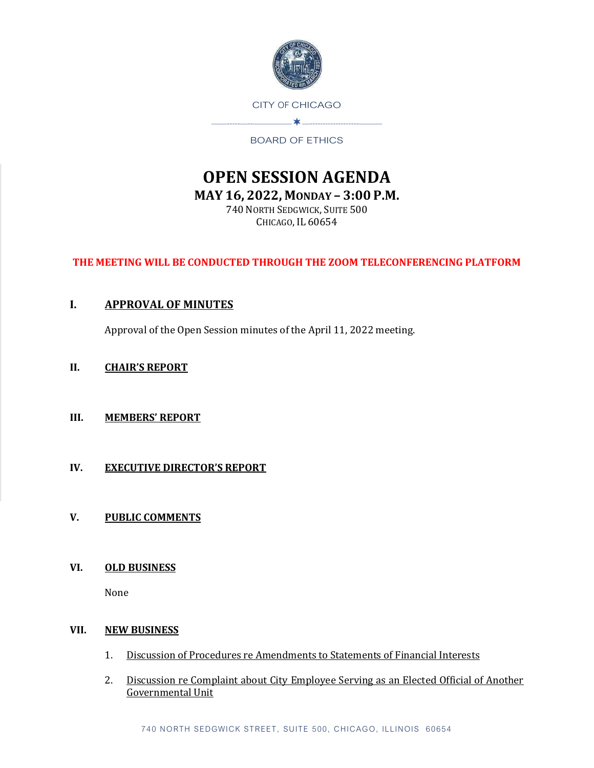CITY OF CHICAGO

BOARD OF ETHICS

# OPEN SESSION AGENDA

## MAY 16, 2022, MONDAY – 3:00 P.M.

740 NORTH SEDGWICK, SUITE 500
CHICAGO, IL 60654

**THE MEETING WILL BE CONDUCTED THROUGH THE ZOOM TELECONFERENCING PLATFORM**

## I. APPROVAL OF MINUTES

Approval of the Open Session minutes of the April 11, 2022 meeting.

## II. CHAIR'S REPORT

## III. MEMBERS' REPORT

## IV. EXECUTIVE DIRECTOR'S REPORT

## V. PUBLIC COMMENTS

## VI. OLD BUSINESS

None

## VII. NEW BUSINESS

1. Discussion of Procedures re Amendments to Statements of Financial Interests
2. Discussion re Complaint about City Employee Serving as an Elected Official of Another Governmental Unit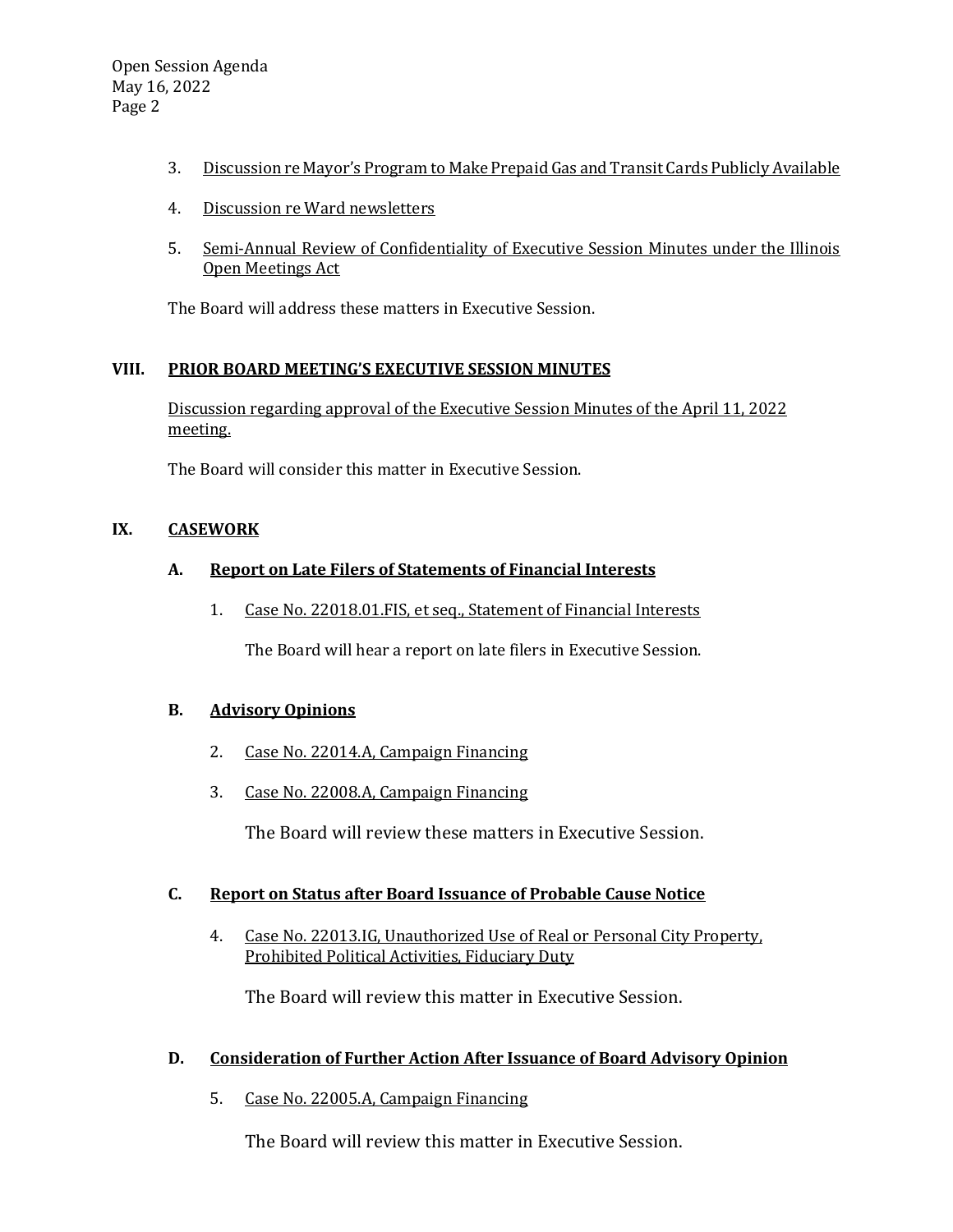3. Discussion re Mayor's Program to Make Prepaid Gas and Transit Cards Publicly Available

4. Discussion re Ward newsletters

5. Semi-Annual Review of Confidentiality of Executive Session Minutes under the Illinois Open Meetings Act

The Board will address these matters in Executive Session.

## VIII. PRIOR BOARD MEETING'S EXECUTIVE SESSION MINUTES

Discussion regarding approval of the Executive Session Minutes of the April 11, 2022 meeting.

The Board will consider this matter in Executive Session.

## IX. CASEWORK

### A. Report on Late Filers of Statements of Financial Interests

1. Case No. 22018.01.FIS, et seq., Statement of Financial Interests

   The Board will hear a report on late filers in Executive Session.

### B. Advisory Opinions

2. Case No. 22014.A, Campaign Financing

3. Case No. 22008.A, Campaign Financing

   The Board will review these matters in Executive Session.

### C. Report on Status after Board Issuance of Probable Cause Notice

4. Case No. 22013.IG, Unauthorized Use of Real or Personal City Property, Prohibited Political Activities, Fiduciary Duty

   The Board will review this matter in Executive Session.

### D. Consideration of Further Action After Issuance of Board Advisory Opinion

5. Case No. 22005.A, Campaign Financing

   The Board will review this matter in Executive Session.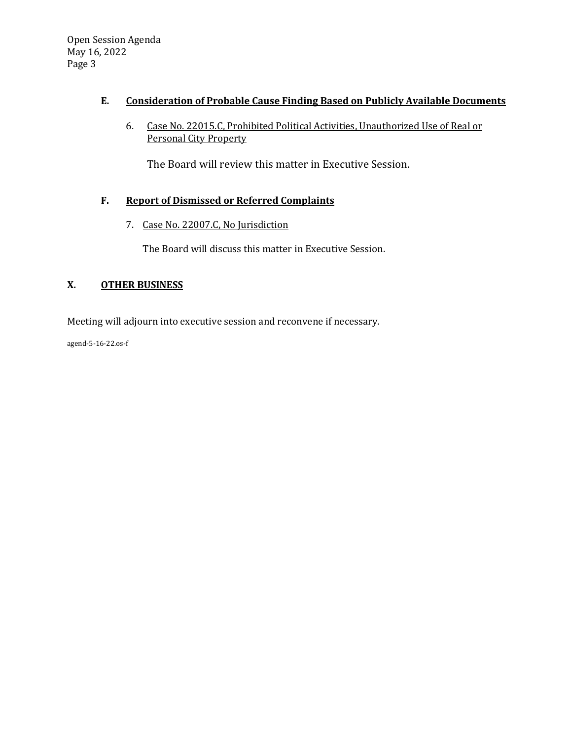**E. <u>Consideration of Probable Cause Finding Based on Publicly Available Documents</u>**

6. <u>Case No. 22015.C, Prohibited Political Activities, Unauthorized Use of Real or Personal City Property</u>

   The Board will review this matter in Executive Session.

**F. <u>Report of Dismissed or Referred Complaints</u>**

7. <u>Case No. 22007.C, No Jurisdiction</u>

   The Board will discuss this matter in Executive Session.

## X. <u>OTHER BUSINESS</u>

Meeting will adjourn into executive session and reconvene if necessary.

agend-5-16-22.os-f